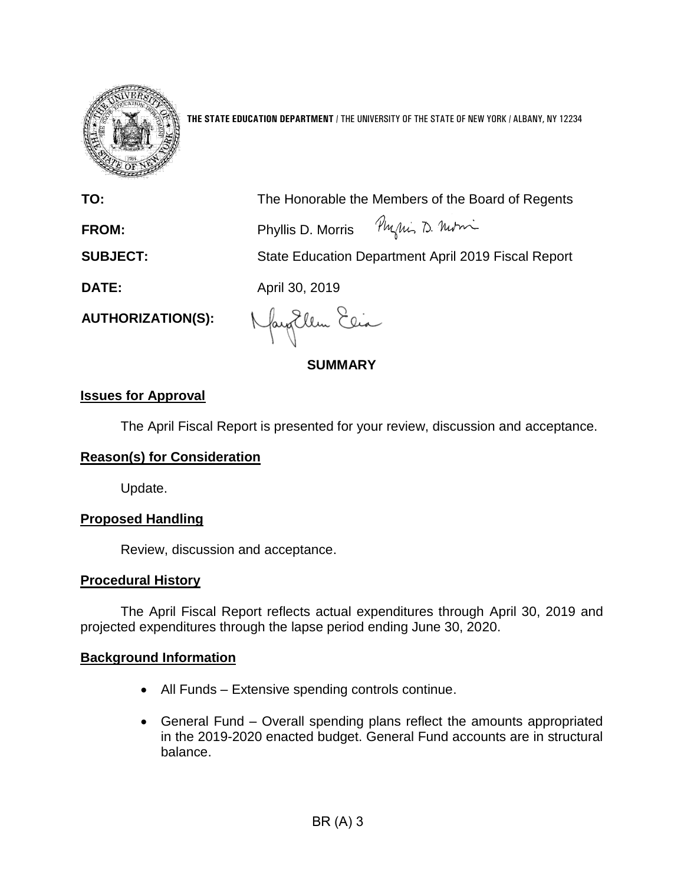THE STATE EDUCATION DEPARTMENT / THE UNIVERSITY OF THE STATE OF NEW YORK / ALBANY, NY 12234

**TO:** The Honorable the Members of the Board of Regents

**FROM:** Phyllis D. Morris

**SUBJECT:** State Education Department April 2019 Fiscal Report

**DATE:** April 30, 2019

**AUTHORIZATION(S):**

## SUMMARY

**Issues for Approval**

The April Fiscal Report is presented for your review, discussion and acceptance.

**Reason(s) for Consideration**

Update.

**Proposed Handling**

Review, discussion and acceptance.

**Procedural History**

The April Fiscal Report reflects actual expenditures through April 30, 2019 and projected expenditures through the lapse period ending June 30, 2020.

**Background Information**

- All Funds – Extensive spending controls continue.
- General Fund – Overall spending plans reflect the amounts appropriated in the 2019-2020 enacted budget. General Fund accounts are in structural balance.

BR (A) 3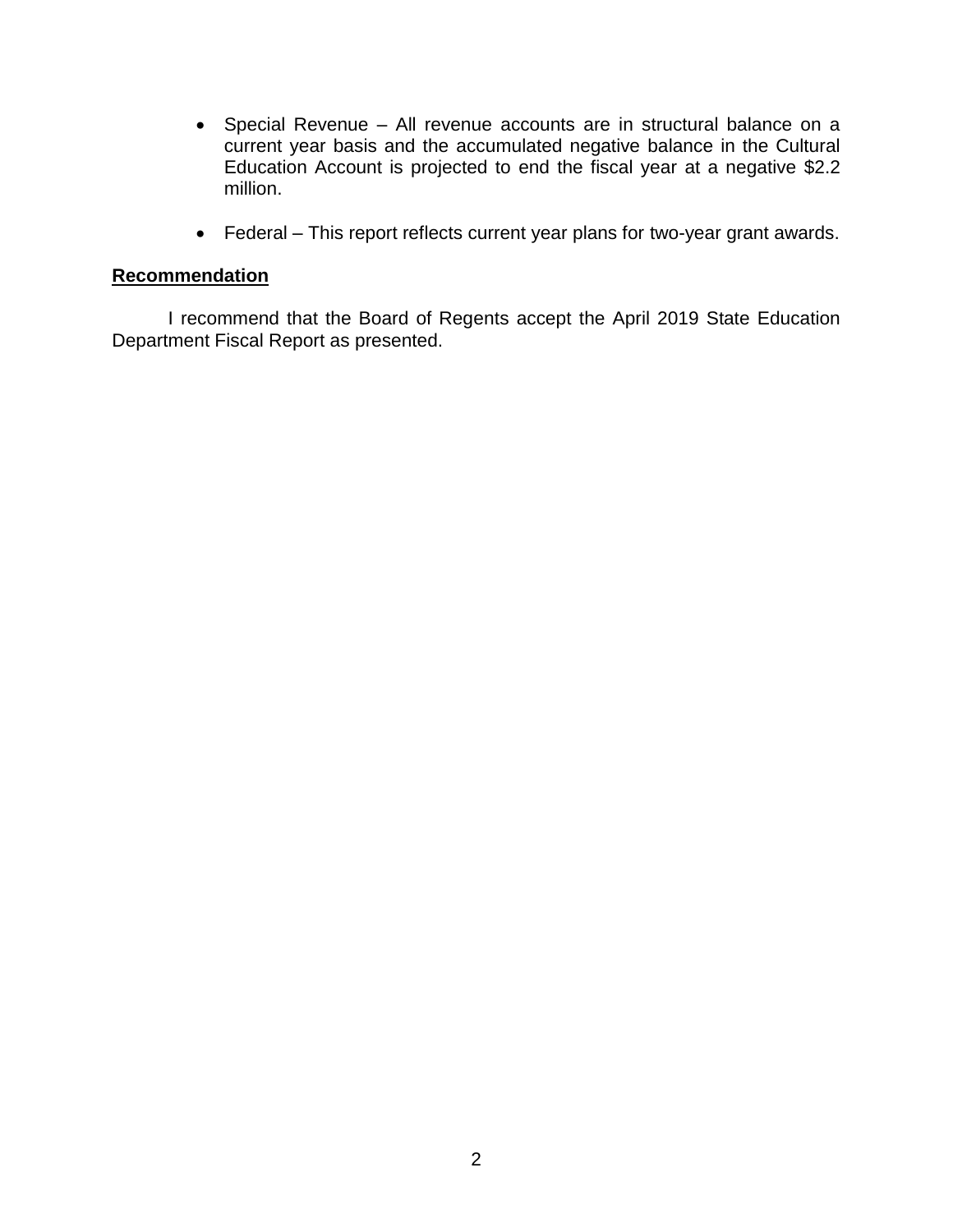- Special Revenue – All revenue accounts are in structural balance on a current year basis and the accumulated negative balance in the Cultural Education Account is projected to end the fiscal year at a negative $2.2 million.

- Federal – This report reflects current year plans for two-year grant awards.

**Recommendation**

I recommend that the Board of Regents accept the April 2019 State Education Department Fiscal Report as presented.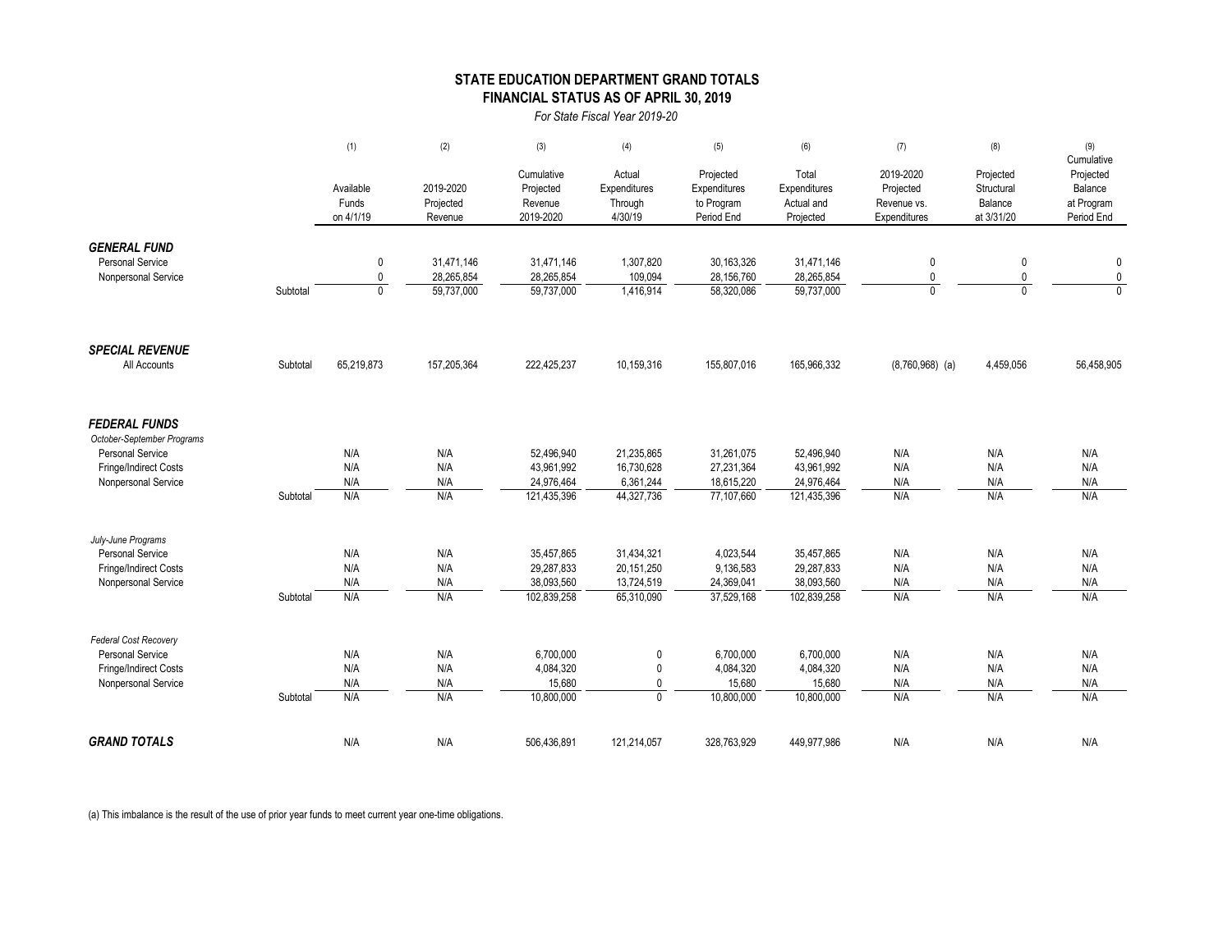## STATE EDUCATION DEPARTMENT GRAND TOTALS
## FINANCIAL STATUS AS OF APRIL 30, 2019

*For State Fiscal Year 2019-20*

| | | (1) | (2) | (3) | (4) | (5) | (6) | (7) | (8) | (9) |
|---|---|---|---|---|---|---|---|---|---|---|
| | | Available Funds on 4/1/19 | 2019-2020 Projected Revenue | Cumulative Projected Revenue 2019-2020 | Actual Expenditures Through 4/30/19 | Projected Expenditures to Program Period End | Total Expenditures Actual and Projected | 2019-2020 Projected Revenue vs. Expenditures | Projected Structural Balance at 3/31/20 | Cumulative Projected Balance at Program Period End |
| ***GENERAL FUND*** | | | | | | | | | | |
| Personal Service | | 0 | 31,471,146 | 31,471,146 | 1,307,820 | 30,163,326 | 31,471,146 | 0 | 0 | 0 |
| Nonpersonal Service | | 0 | 28,265,854 | 28,265,854 | 109,094 | 28,156,760 | 28,265,854 | 0 | 0 | 0 |
| | Subtotal | 0 | 59,737,000 | 59,737,000 | 1,416,914 | 58,320,086 | 59,737,000 | 0 | 0 | 0 |
| ***SPECIAL REVENUE*** | | | | | | | | | | |
| All Accounts | Subtotal | 65,219,873 | 157,205,364 | 222,425,237 | 10,159,316 | 155,807,016 | 165,966,332 | (8,760,968) (a) | 4,459,056 | 56,458,905 |
| ***FEDERAL FUNDS*** | | | | | | | | | | |
| *October-September Programs* | | | | | | | | | | |
| Personal Service | | N/A | N/A | 52,496,940 | 21,235,865 | 31,261,075 | 52,496,940 | N/A | N/A | N/A |
| Fringe/Indirect Costs | | N/A | N/A | 43,961,992 | 16,730,628 | 27,231,364 | 43,961,992 | N/A | N/A | N/A |
| Nonpersonal Service | | N/A | N/A | 24,976,464 | 6,361,244 | 18,615,220 | 24,976,464 | N/A | N/A | N/A |
| | Subtotal | N/A | N/A | 121,435,396 | 44,327,736 | 77,107,660 | 121,435,396 | N/A | N/A | N/A |
| *July-June Programs* | | | | | | | | | | |
| Personal Service | | N/A | N/A | 35,457,865 | 31,434,321 | 4,023,544 | 35,457,865 | N/A | N/A | N/A |
| Fringe/Indirect Costs | | N/A | N/A | 29,287,833 | 20,151,250 | 9,136,583 | 29,287,833 | N/A | N/A | N/A |
| Nonpersonal Service | | N/A | N/A | 38,093,560 | 13,724,519 | 24,369,041 | 38,093,560 | N/A | N/A | N/A |
| | Subtotal | N/A | N/A | 102,839,258 | 65,310,090 | 37,529,168 | 102,839,258 | N/A | N/A | N/A |
| *Federal Cost Recovery* | | | | | | | | | | |
| Personal Service | | N/A | N/A | 6,700,000 | 0 | 6,700,000 | 6,700,000 | N/A | N/A | N/A |
| Fringe/Indirect Costs | | N/A | N/A | 4,084,320 | 0 | 4,084,320 | 4,084,320 | N/A | N/A | N/A |
| Nonpersonal Service | | N/A | N/A | 15,680 | 0 | 15,680 | 15,680 | N/A | N/A | N/A |
| | Subtotal | N/A | N/A | 10,800,000 | 0 | 10,800,000 | 10,800,000 | N/A | N/A | N/A |
| ***GRAND TOTALS*** | | N/A | N/A | 506,436,891 | 121,214,057 | 328,763,929 | 449,977,986 | N/A | N/A | N/A |

(a) This imbalance is the result of the use of prior year funds to meet current year one-time obligations.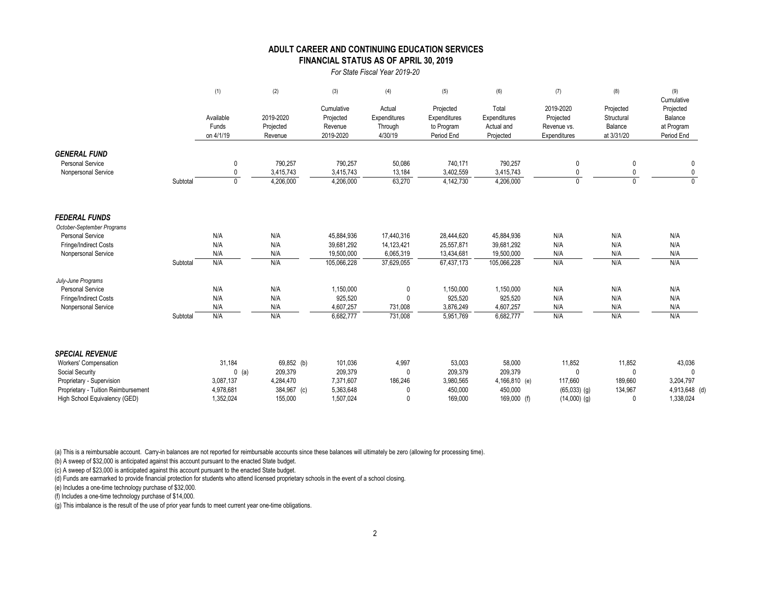## ADULT CAREER AND CONTINUING EDUCATION SERVICES
## FINANCIAL STATUS AS OF APRIL 30, 2019

*For State Fiscal Year 2019-20*

| | | (1) Available Funds on 4/1/19 | (2) 2019-2020 Projected Revenue | (3) Cumulative Projected Revenue 2019-2020 | (4) Actual Expenditures Through 4/30/19 | (5) Projected Expenditures to Program Period End | (6) Total Expenditures Actual and Projected | (7) 2019-2020 Projected Revenue vs. Expenditures | (8) Projected Structural Balance at 3/31/20 | (9) Cumulative Projected Balance at Program Period End |
|---|---|---|---|---|---|---|---|---|---|---|
| ***GENERAL FUND*** | | | | | | | | | | |
| Personal Service | | 0 | 790,257 | 790,257 | 50,086 | 740,171 | 790,257 | 0 | 0 | 0 |
| Nonpersonal Service | | 0 | 3,415,743 | 3,415,743 | 13,184 | 3,402,559 | 3,415,743 | 0 | 0 | 0 |
| | Subtotal | 0 | 4,206,000 | 4,206,000 | 63,270 | 4,142,730 | 4,206,000 | 0 | 0 | 0 |
| ***FEDERAL FUNDS*** | | | | | | | | | | |
| *October-September Programs* | | | | | | | | | | |
| Personal Service | | N/A | N/A | 45,884,936 | 17,440,316 | 28,444,620 | 45,884,936 | N/A | N/A | N/A |
| Fringe/Indirect Costs | | N/A | N/A | 39,681,292 | 14,123,421 | 25,557,871 | 39,681,292 | N/A | N/A | N/A |
| Nonpersonal Service | | N/A | N/A | 19,500,000 | 6,065,319 | 13,434,681 | 19,500,000 | N/A | N/A | N/A |
| | Subtotal | N/A | N/A | 105,066,228 | 37,629,055 | 67,437,173 | 105,066,228 | N/A | N/A | N/A |
| *July-June Programs* | | | | | | | | | | |
| Personal Service | | N/A | N/A | 1,150,000 | 0 | 1,150,000 | 1,150,000 | N/A | N/A | N/A |
| Fringe/Indirect Costs | | N/A | N/A | 925,520 | 0 | 925,520 | 925,520 | N/A | N/A | N/A |
| Nonpersonal Service | | N/A | N/A | 4,607,257 | 731,008 | 3,876,249 | 4,607,257 | N/A | N/A | N/A |
| | Subtotal | N/A | N/A | 6,682,777 | 731,008 | 5,951,769 | 6,682,777 | N/A | N/A | N/A |
| ***SPECIAL REVENUE*** | | | | | | | | | | |
| Workers' Compensation | | 31,184 | 69,852 (b) | 101,036 | 4,997 | 53,003 | 58,000 | 11,852 | 11,852 | 43,036 |
| Social Security | | 0 (a) | 209,379 | 209,379 | 0 | 209,379 | 209,379 | 0 | 0 | 0 |
| Proprietary - Supervision | | 3,087,137 | 4,284,470 | 7,371,607 | 186,246 | 3,980,565 | 4,166,810 (e) | 117,660 | 189,660 | 3,204,797 |
| Proprietary - Tuition Reimbursement | | 4,978,681 | 384,967 (c) | 5,363,648 | 0 | 450,000 | 450,000 | (65,033) (g) | 134,967 | 4,913,648 (d) |
| High School Equivalency (GED) | | 1,352,024 | 155,000 | 1,507,024 | 0 | 169,000 | 169,000 (f) | (14,000) (g) | 0 | 1,338,024 |

(a) This is a reimbursable account. Carry-in balances are not reported for reimbursable accounts since these balances will ultimately be zero (allowing for processing time).

(b) A sweep of $32,000 is anticipated against this account pursuant to the enacted State budget.

(c) A sweep of $23,000 is anticipated against this account pursuant to the enacted State budget.

(d) Funds are earmarked to provide financial protection for students who attend licensed proprietary schools in the event of a school closing.

(e) Includes a one-time technology purchase of $32,000.

(f) Includes a one-time technology purchase of $14,000.

(g) This imbalance is the result of the use of prior year funds to meet current year one-time obligations.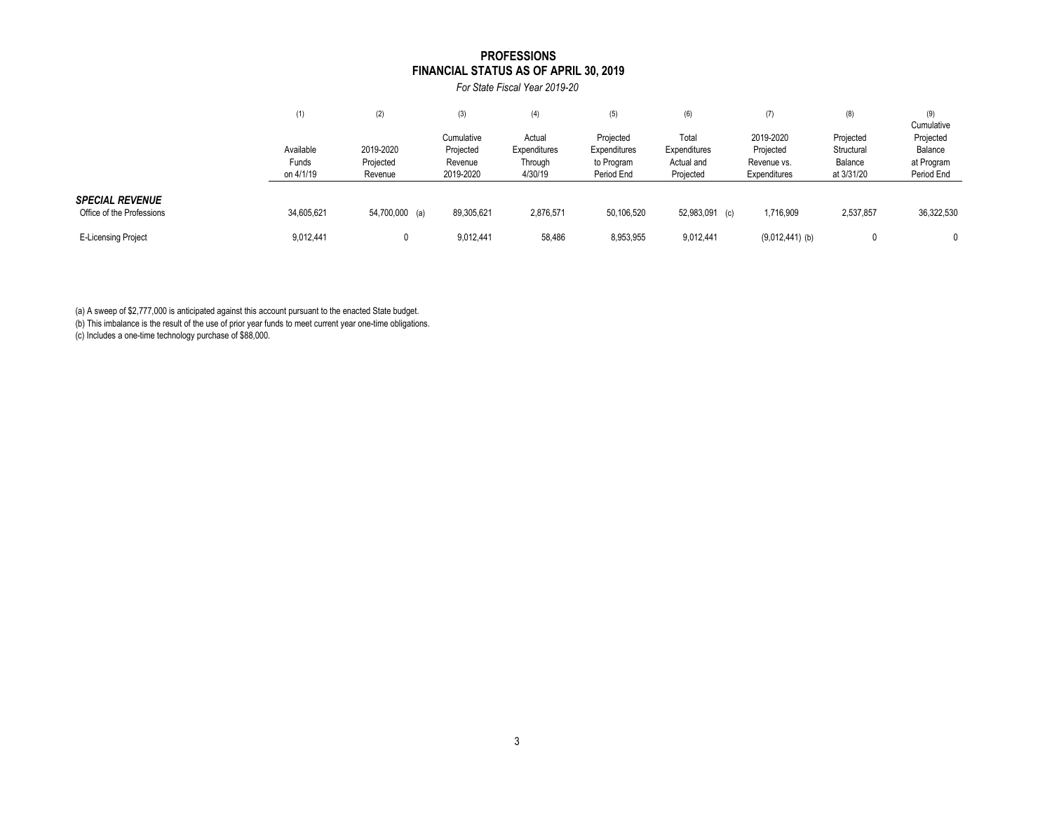# PROFESSIONS
## FINANCIAL STATUS AS OF APRIL 30, 2019

*For State Fiscal Year 2019-20*

| | (1) Available Funds on 4/1/19 | (2) 2019-2020 Projected Revenue | (3) Cumulative Projected Revenue 2019-2020 | (4) Actual Expenditures Through 4/30/19 | (5) Projected Expenditures to Program Period End | (6) Total Expenditures Actual and Projected | (7) 2019-2020 Projected Revenue vs. Expenditures | (8) Projected Structural Balance at 3/31/20 | (9) Cumulative Projected Balance at Program Period End |
|---|---|---|---|---|---|---|---|---|---|
| ***SPECIAL REVENUE*** | | | | | | | | | |
| Office of the Professions | 34,605,621 | 54,700,000 (a) | 89,305,621 | 2,876,571 | 50,106,520 | 52,983,091 (c) | 1,716,909 | 2,537,857 | 36,322,530 |
| E-Licensing Project | 9,012,441 | 0 | 9,012,441 | 58,486 | 8,953,955 | 9,012,441 | (9,012,441) (b) | 0 | 0 |

(a) A sweep of $2,777,000 is anticipated against this account pursuant to the enacted State budget.

(b) This imbalance is the result of the use of prior year funds to meet current year one-time obligations.

(c) Includes a one-time technology purchase of $88,000.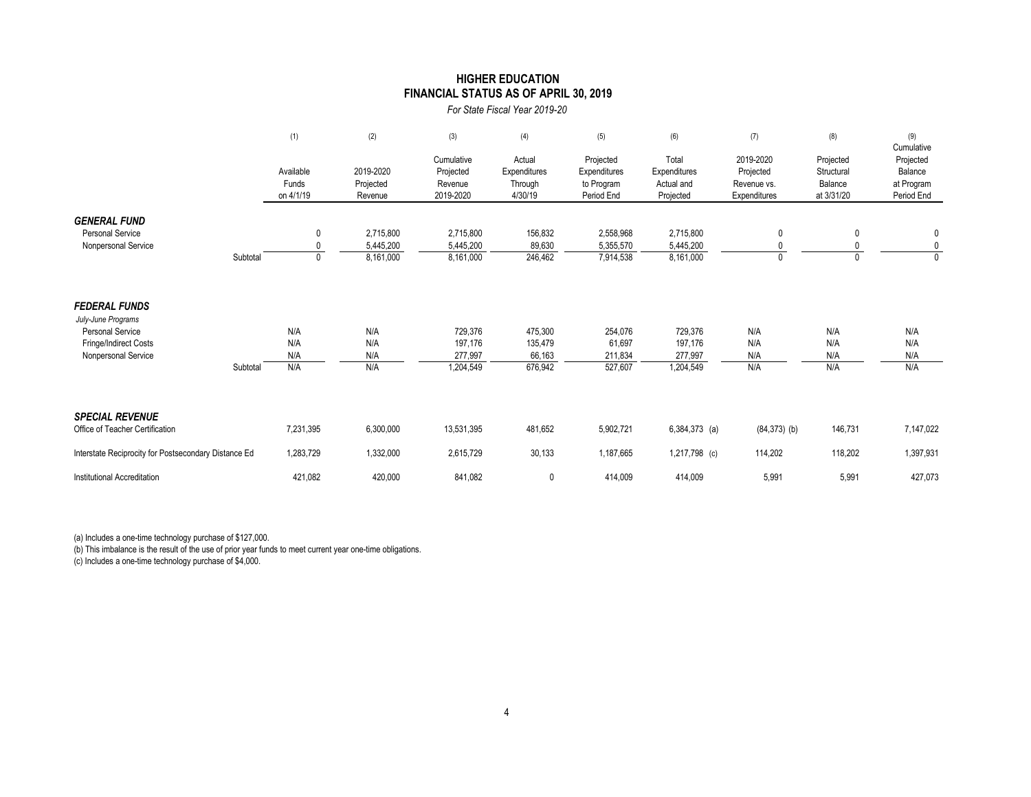# HIGHER EDUCATION
## FINANCIAL STATUS AS OF APRIL 30, 2019

*For State Fiscal Year 2019-20*

| | (1) Available Funds on 4/1/19 | (2) 2019-2020 Projected Revenue | (3) Cumulative Projected Revenue 2019-2020 | (4) Actual Expenditures Through 4/30/19 | (5) Projected Expenditures to Program Period End | (6) Total Expenditures Actual and Projected | (7) 2019-2020 Projected Revenue vs. Expenditures | (8) Projected Structural Balance at 3/31/20 | (9) Cumulative Projected Balance at Program Period End |
|---|---|---|---|---|---|---|---|---|---|
| ***GENERAL FUND*** | | | | | | | | | |
| Personal Service | 0 | 2,715,800 | 2,715,800 | 156,832 | 2,558,968 | 2,715,800 | 0 | 0 | 0 |
| Nonpersonal Service | 0 | 5,445,200 | 5,445,200 | 89,630 | 5,355,570 | 5,445,200 | 0 | 0 | 0 |
| Subtotal | 0 | 8,161,000 | 8,161,000 | 246,462 | 7,914,538 | 8,161,000 | 0 | 0 | 0 |
| ***FEDERAL FUNDS*** | | | | | | | | | |
| *July-June Programs* | | | | | | | | | |
| Personal Service | N/A | N/A | 729,376 | 475,300 | 254,076 | 729,376 | N/A | N/A | N/A |
| Fringe/Indirect Costs | N/A | N/A | 197,176 | 135,479 | 61,697 | 197,176 | N/A | N/A | N/A |
| Nonpersonal Service | N/A | N/A | 277,997 | 66,163 | 211,834 | 277,997 | N/A | N/A | N/A |
| Subtotal | N/A | N/A | 1,204,549 | 676,942 | 527,607 | 1,204,549 | N/A | N/A | N/A |
| ***SPECIAL REVENUE*** | | | | | | | | | |
| Office of Teacher Certification | 7,231,395 | 6,300,000 | 13,531,395 | 481,652 | 5,902,721 | 6,384,373 (a) | (84,373) (b) | 146,731 | 7,147,022 |
| Interstate Reciprocity for Postsecondary Distance Ed | 1,283,729 | 1,332,000 | 2,615,729 | 30,133 | 1,187,665 | 1,217,798 (c) | 114,202 | 118,202 | 1,397,931 |
| Institutional Accreditation | 421,082 | 420,000 | 841,082 | 0 | 414,009 | 414,009 | 5,991 | 5,991 | 427,073 |

(a) Includes a one-time technology purchase of $127,000.
(b) This imbalance is the result of the use of prior year funds to meet current year one-time obligations.
(c) Includes a one-time technology purchase of $4,000.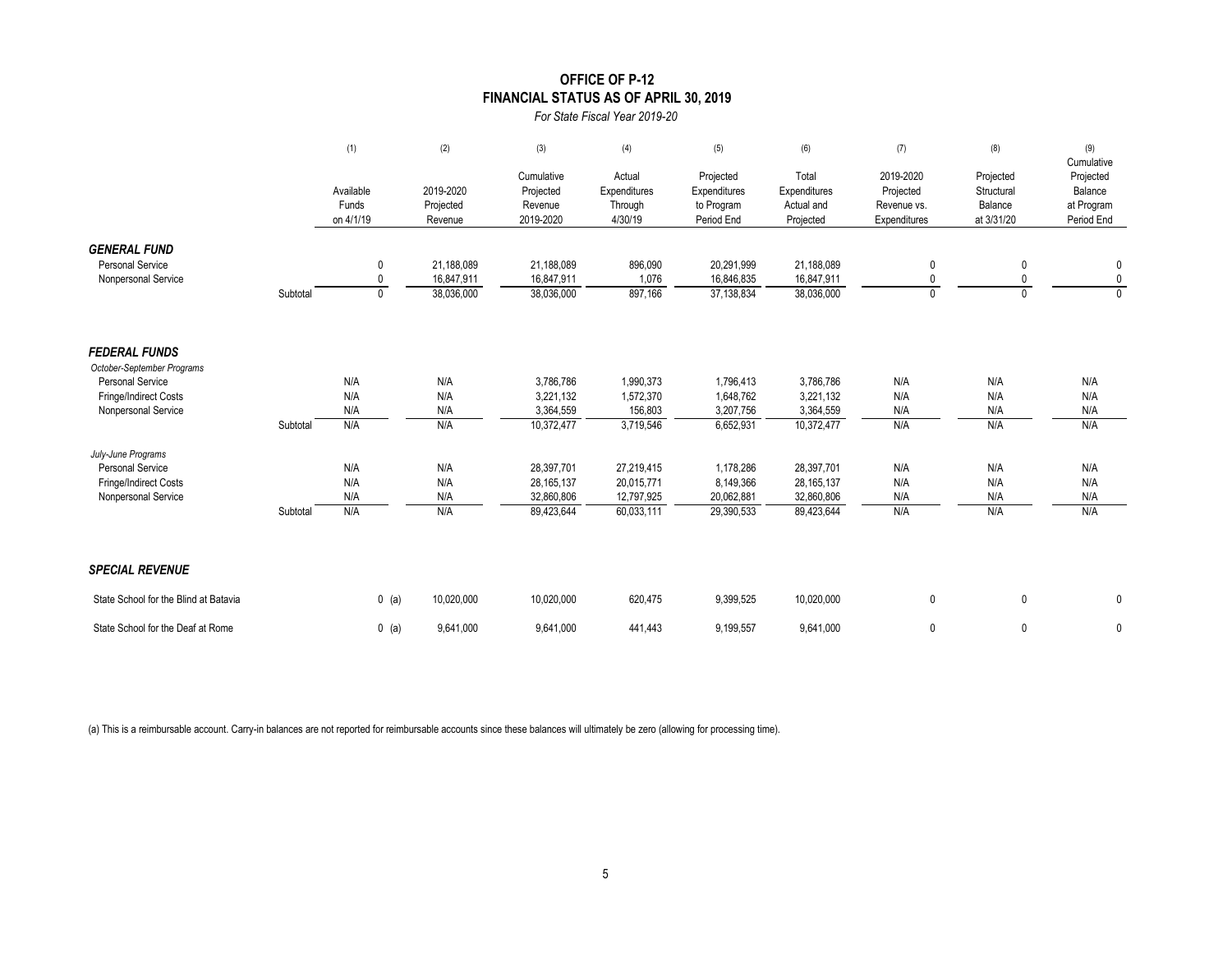# OFFICE OF P-12
## FINANCIAL STATUS AS OF APRIL 30, 2019
*For State Fiscal Year 2019-20*

| | | (1) Available Funds on 4/1/19 | (2) 2019-2020 Projected Revenue | (3) Cumulative Projected Revenue 2019-2020 | (4) Actual Expenditures Through 4/30/19 | (5) Projected Expenditures to Program Period End | (6) Total Expenditures Actual and Projected | (7) 2019-2020 Projected Revenue vs. Expenditures | (8) Projected Structural Balance at 3/31/20 | (9) Cumulative Projected Balance at Program Period End |
|---|---|---|---|---|---|---|---|---|---|---|
| ***GENERAL FUND*** | | | | | | | | | | |
| Personal Service | | 0 | 21,188,089 | 21,188,089 | 896,090 | 20,291,999 | 21,188,089 | 0 | 0 | 0 |
| Nonpersonal Service | | 0 | 16,847,911 | 16,847,911 | 1,076 | 16,846,835 | 16,847,911 | 0 | 0 | 0 |
| | Subtotal | 0 | 38,036,000 | 38,036,000 | 897,166 | 37,138,834 | 38,036,000 | 0 | 0 | 0 |
| ***FEDERAL FUNDS*** | | | | | | | | | | |
| *October-September Programs* | | | | | | | | | | |
| Personal Service | | N/A | N/A | 3,786,786 | 1,990,373 | 1,796,413 | 3,786,786 | N/A | N/A | N/A |
| Fringe/Indirect Costs | | N/A | N/A | 3,221,132 | 1,572,370 | 1,648,762 | 3,221,132 | N/A | N/A | N/A |
| Nonpersonal Service | | N/A | N/A | 3,364,559 | 156,803 | 3,207,756 | 3,364,559 | N/A | N/A | N/A |
| | Subtotal | N/A | N/A | 10,372,477 | 3,719,546 | 6,652,931 | 10,372,477 | N/A | N/A | N/A |
| *July-June Programs* | | | | | | | | | | |
| Personal Service | | N/A | N/A | 28,397,701 | 27,219,415 | 1,178,286 | 28,397,701 | N/A | N/A | N/A |
| Fringe/Indirect Costs | | N/A | N/A | 28,165,137 | 20,015,771 | 8,149,366 | 28,165,137 | N/A | N/A | N/A |
| Nonpersonal Service | | N/A | N/A | 32,860,806 | 12,797,925 | 20,062,881 | 32,860,806 | N/A | N/A | N/A |
| | Subtotal | N/A | N/A | 89,423,644 | 60,033,111 | 29,390,533 | 89,423,644 | N/A | N/A | N/A |
| ***SPECIAL REVENUE*** | | | | | | | | | | |
| State School for the Blind at Batavia | | 0 (a) | 10,020,000 | 10,020,000 | 620,475 | 9,399,525 | 10,020,000 | 0 | 0 | 0 |
| State School for the Deaf at Rome | | 0 (a) | 9,641,000 | 9,641,000 | 441,443 | 9,199,557 | 9,641,000 | 0 | 0 | 0 |

(a) This is a reimbursable account. Carry-in balances are not reported for reimbursable accounts since these balances will ultimately be zero (allowing for processing time).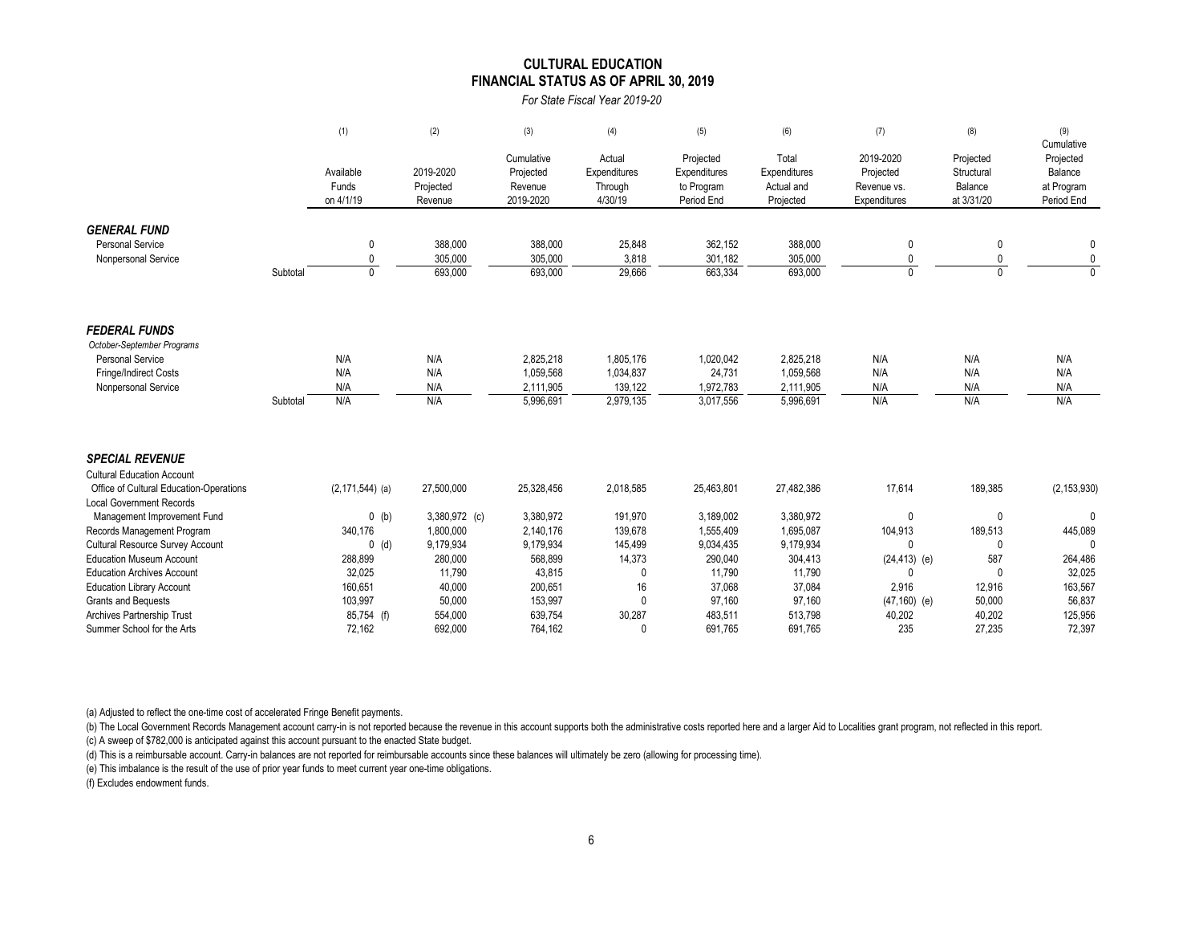# CULTURAL EDUCATION
## FINANCIAL STATUS AS OF APRIL 30, 2019

*For State Fiscal Year 2019-20*

| | (1) Available Funds on 4/1/19 | (2) 2019-2020 Projected Revenue | (3) Cumulative Projected Revenue 2019-2020 | (4) Actual Expenditures Through 4/30/19 | (5) Projected Expenditures to Program Period End | (6) Total Expenditures Actual and Projected | (7) 2019-2020 Projected Revenue vs. Expenditures | (8) Projected Structural Balance at 3/31/20 | (9) Cumulative Projected Balance at Program Period End |
|---|---|---|---|---|---|---|---|---|---|
| ***GENERAL FUND*** | | | | | | | | | |
| Personal Service | 0 | 388,000 | 388,000 | 25,848 | 362,152 | 388,000 | 0 | 0 | 0 |
| Nonpersonal Service | 0 | 305,000 | 305,000 | 3,818 | 301,182 | 305,000 | 0 | 0 | 0 |
| Subtotal | 0 | 693,000 | 693,000 | 29,666 | 663,334 | 693,000 | 0 | 0 | 0 |
| ***FEDERAL FUNDS*** | | | | | | | | | |
| *October-September Programs* | | | | | | | | | |
| Personal Service | N/A | N/A | 2,825,218 | 1,805,176 | 1,020,042 | 2,825,218 | N/A | N/A | N/A |
| Fringe/Indirect Costs | N/A | N/A | 1,059,568 | 1,034,837 | 24,731 | 1,059,568 | N/A | N/A | N/A |
| Nonpersonal Service | N/A | N/A | 2,111,905 | 139,122 | 1,972,783 | 2,111,905 | N/A | N/A | N/A |
| Subtotal | N/A | N/A | 5,996,691 | 2,979,135 | 3,017,556 | 5,996,691 | N/A | N/A | N/A |
| ***SPECIAL REVENUE*** | | | | | | | | | |
| Cultural Education Account | | | | | | | | | |
| Office of Cultural Education-Operations | (2,171,544) (a) | 27,500,000 | 25,328,456 | 2,018,585 | 25,463,801 | 27,482,386 | 17,614 | 189,385 | (2,153,930) |
| Local Government Records | | | | | | | | | |
| Management Improvement Fund | 0 (b) | 3,380,972 (c) | 3,380,972 | 191,970 | 3,189,002 | 3,380,972 | 0 | 0 | 0 |
| Records Management Program | 340,176 | 1,800,000 | 2,140,176 | 139,678 | 1,555,409 | 1,695,087 | 104,913 | 189,513 | 445,089 |
| Cultural Resource Survey Account | 0 (d) | 9,179,934 | 9,179,934 | 145,499 | 9,034,435 | 9,179,934 | 0 | 0 | 0 |
| Education Museum Account | 288,899 | 280,000 | 568,899 | 14,373 | 290,040 | 304,413 | (24,413) (e) | 587 | 264,486 |
| Education Archives Account | 32,025 | 11,790 | 43,815 | 0 | 11,790 | 11,790 | 0 | 0 | 32,025 |
| Education Library Account | 160,651 | 40,000 | 200,651 | 16 | 37,068 | 37,084 | 2,916 | 12,916 | 163,567 |
| Grants and Bequests | 103,997 | 50,000 | 153,997 | 0 | 97,160 | 97,160 | (47,160) (e) | 50,000 | 56,837 |
| Archives Partnership Trust | 85,754 (f) | 554,000 | 639,754 | 30,287 | 483,511 | 513,798 | 40,202 | 40,202 | 125,956 |
| Summer School for the Arts | 72,162 | 692,000 | 764,162 | 0 | 691,765 | 691,765 | 235 | 27,235 | 72,397 |

(a) Adjusted to reflect the one-time cost of accelerated Fringe Benefit payments.

(b) The Local Government Records Management account carry-in is not reported because the revenue in this account supports both the administrative costs reported here and a larger Aid to Localities grant program, not reflected in this report.

(c) A sweep of $782,000 is anticipated against this account pursuant to the enacted State budget.

(d) This is a reimbursable account. Carry-in balances are not reported for reimbursable accounts since these balances will ultimately be zero (allowing for processing time).

(e) This imbalance is the result of the use of prior year funds to meet current year one-time obligations.

(f) Excludes endowment funds.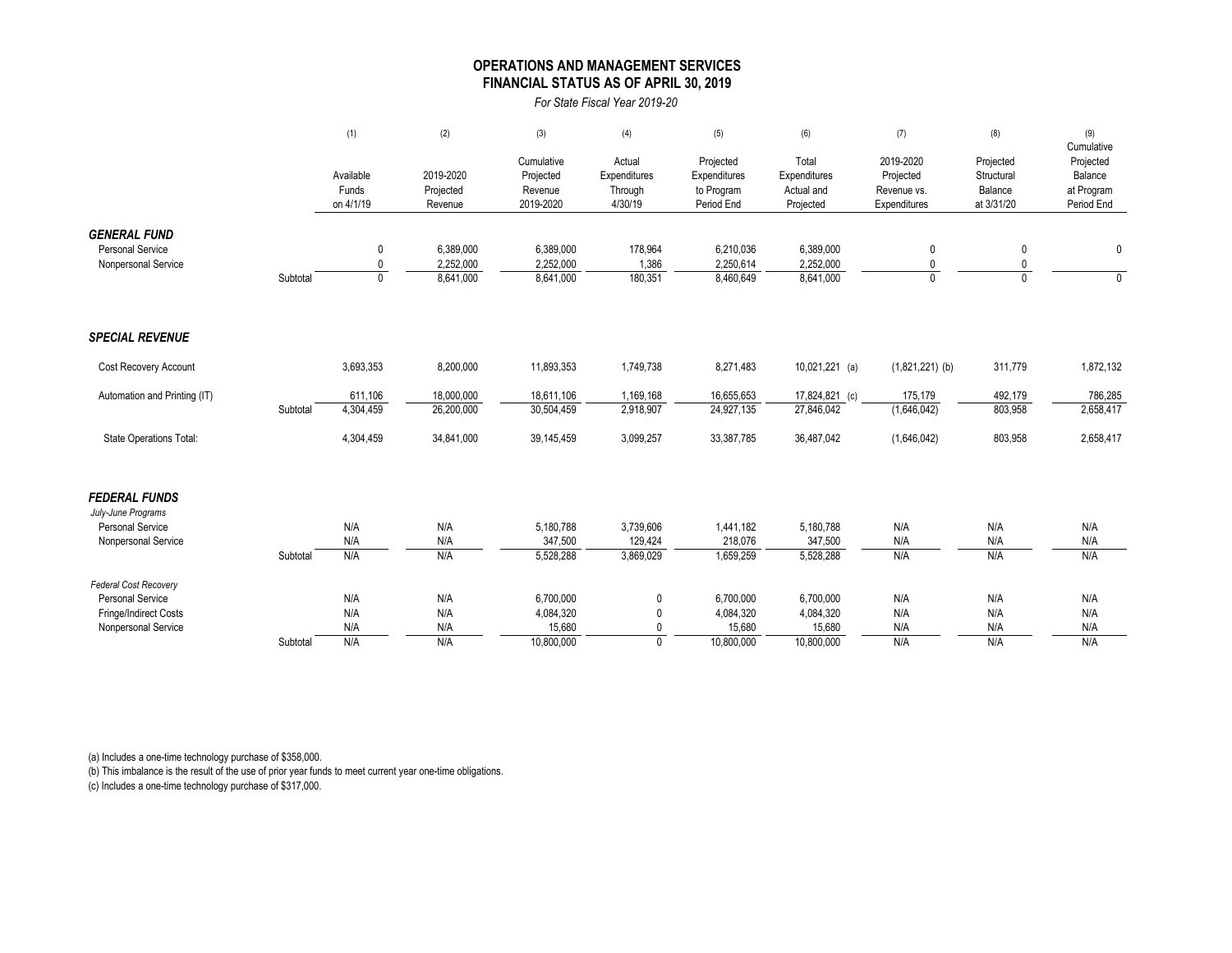## OPERATIONS AND MANAGEMENT SERVICES
## FINANCIAL STATUS AS OF APRIL 30, 2019

*For State Fiscal Year 2019-20*

| | | (1) | (2) | (3) | (4) | (5) | (6) | (7) | (8) | (9) |
|---|---|---|---|---|---|---|---|---|---|---|
| | | Available Funds on 4/1/19 | 2019-2020 Projected Revenue | Cumulative Projected Revenue 2019-2020 | Actual Expenditures Through 4/30/19 | Projected Expenditures to Program Period End | Total Expenditures Actual and Projected | 2019-2020 Projected Revenue vs. Expenditures | Projected Structural Balance at 3/31/20 | Cumulative Projected Balance at Program Period End |
| ***GENERAL FUND*** | | | | | | | | | | |
| Personal Service | | 0 | 6,389,000 | 6,389,000 | 178,964 | 6,210,036 | 6,389,000 | 0 | 0 | 0 |
| Nonpersonal Service | | 0 | 2,252,000 | 2,252,000 | 1,386 | 2,250,614 | 2,252,000 | 0 | 0 | |
| | Subtotal | 0 | 8,641,000 | 8,641,000 | 180,351 | 8,460,649 | 8,641,000 | 0 | 0 | 0 |
| ***SPECIAL REVENUE*** | | | | | | | | | | |
| Cost Recovery Account | | 3,693,353 | 8,200,000 | 11,893,353 | 1,749,738 | 8,271,483 | 10,021,221 (a) | (1,821,221) (b) | 311,779 | 1,872,132 |
| Automation and Printing (IT) | | 611,106 | 18,000,000 | 18,611,106 | 1,169,168 | 16,655,653 | 17,824,821 (c) | 175,179 | 492,179 | 786,285 |
| | Subtotal | 4,304,459 | 26,200,000 | 30,504,459 | 2,918,907 | 24,927,135 | 27,846,042 | (1,646,042) | 803,958 | 2,658,417 |
| State Operations Total: | | 4,304,459 | 34,841,000 | 39,145,459 | 3,099,257 | 33,387,785 | 36,487,042 | (1,646,042) | 803,958 | 2,658,417 |
| ***FEDERAL FUNDS*** | | | | | | | | | | |
| *July-June Programs* | | | | | | | | | | |
| Personal Service | | N/A | N/A | 5,180,788 | 3,739,606 | 1,441,182 | 5,180,788 | N/A | N/A | N/A |
| Nonpersonal Service | | N/A | N/A | 347,500 | 129,424 | 218,076 | 347,500 | N/A | N/A | N/A |
| | Subtotal | N/A | N/A | 5,528,288 | 3,869,029 | 1,659,259 | 5,528,288 | N/A | N/A | N/A |
| *Federal Cost Recovery* | | | | | | | | | | |
| Personal Service | | N/A | N/A | 6,700,000 | 0 | 6,700,000 | 6,700,000 | N/A | N/A | N/A |
| Fringe/Indirect Costs | | N/A | N/A | 4,084,320 | 0 | 4,084,320 | 4,084,320 | N/A | N/A | N/A |
| Nonpersonal Service | | N/A | N/A | 15,680 | 0 | 15,680 | 15,680 | N/A | N/A | N/A |
| | Subtotal | N/A | N/A | 10,800,000 | 0 | 10,800,000 | 10,800,000 | N/A | N/A | N/A |

(a) Includes a one-time technology purchase of $358,000.
(b) This imbalance is the result of the use of prior year funds to meet current year one-time obligations.
(c) Includes a one-time technology purchase of $317,000.